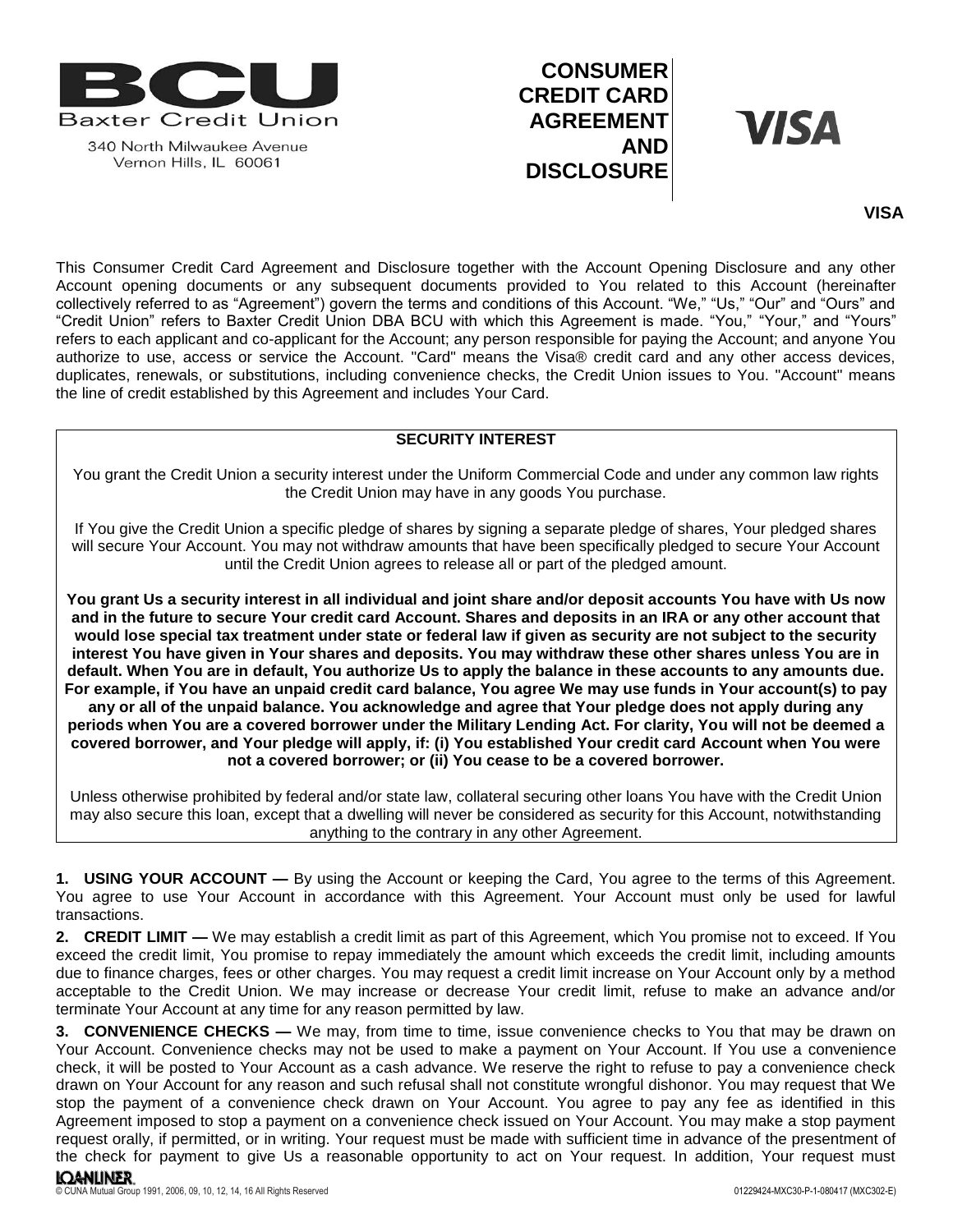BCU
Baxter Credit Union

340 North Milwaukee Avenue
Vernon Hills, IL 60061

# CONSUMER CREDIT CARD AGREEMENT AND DISCLOSURE

VISA

**VISA**

This Consumer Credit Card Agreement and Disclosure together with the Account Opening Disclosure and any other Account opening documents or any subsequent documents provided to You related to this Account (hereinafter collectively referred to as "Agreement") govern the terms and conditions of this Account. "We," "Us," "Our" and "Ours" and "Credit Union" refers to Baxter Credit Union DBA BCU with which this Agreement is made. "You," "Your," and "Yours" refers to each applicant and co-applicant for the Account; any person responsible for paying the Account; and anyone You authorize to use, access or service the Account. "Card" means the Visa® credit card and any other access devices, duplicates, renewals, or substitutions, including convenience checks, the Credit Union issues to You. "Account" means the line of credit established by this Agreement and includes Your Card.

## SECURITY INTEREST

You grant the Credit Union a security interest under the Uniform Commercial Code and under any common law rights the Credit Union may have in any goods You purchase.

If You give the Credit Union a specific pledge of shares by signing a separate pledge of shares, Your pledged shares will secure Your Account. You may not withdraw amounts that have been specifically pledged to secure Your Account until the Credit Union agrees to release all or part of the pledged amount.

**You grant Us a security interest in all individual and joint share and/or deposit accounts You have with Us now and in the future to secure Your credit card Account. Shares and deposits in an IRA or any other account that would lose special tax treatment under state or federal law if given as security are not subject to the security interest You have given in Your shares and deposits. You may withdraw these other shares unless You are in default. When You are in default, You authorize Us to apply the balance in these accounts to any amounts due. For example, if You have an unpaid credit card balance, You agree We may use funds in Your account(s) to pay any or all of the unpaid balance. You acknowledge and agree that Your pledge does not apply during any periods when You are a covered borrower under the Military Lending Act. For clarity, You will not be deemed a covered borrower, and Your pledge will apply, if: (i) You established Your credit card Account when You were not a covered borrower; or (ii) You cease to be a covered borrower.**

Unless otherwise prohibited by federal and/or state law, collateral securing other loans You have with the Credit Union may also secure this loan, except that a dwelling will never be considered as security for this Account, notwithstanding anything to the contrary in any other Agreement.

**1. USING YOUR ACCOUNT —** By using the Account or keeping the Card, You agree to the terms of this Agreement. You agree to use Your Account in accordance with this Agreement. Your Account must only be used for lawful transactions.

**2. CREDIT LIMIT —** We may establish a credit limit as part of this Agreement, which You promise not to exceed. If You exceed the credit limit, You promise to repay immediately the amount which exceeds the credit limit, including amounts due to finance charges, fees or other charges. You may request a credit limit increase on Your Account only by a method acceptable to the Credit Union. We may increase or decrease Your credit limit, refuse to make an advance and/or terminate Your Account at any time for any reason permitted by law.

**3. CONVENIENCE CHECKS —** We may, from time to time, issue convenience checks to You that may be drawn on Your Account. Convenience checks may not be used to make a payment on Your Account. If You use a convenience check, it will be posted to Your Account as a cash advance. We reserve the right to refuse to pay a convenience check drawn on Your Account for any reason and such refusal shall not constitute wrongful dishonor. You may request that We stop the payment of a convenience check drawn on Your Account. You agree to pay any fee as identified in this Agreement imposed to stop a payment on a convenience check issued on Your Account. You may make a stop payment request orally, if permitted, or in writing. Your request must be made with sufficient time in advance of the presentment of the check for payment to give Us a reasonable opportunity to act on Your request. In addition, Your request must

LOANLINER.
© CUNA Mutual Group 1991, 2006, 09, 10, 12, 14, 16 All Rights Reserved

01229424-MXC30-P-1-080417 (MXC302-E)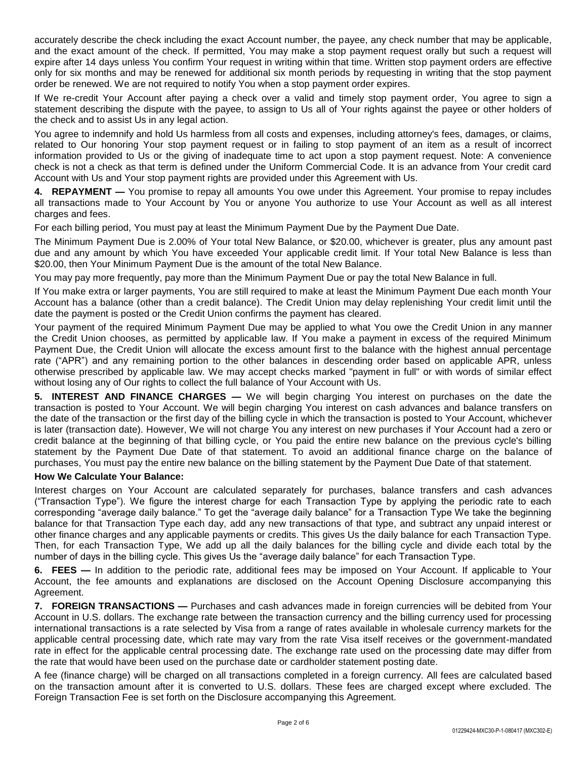accurately describe the check including the exact Account number, the payee, any check number that may be applicable, and the exact amount of the check. If permitted, You may make a stop payment request orally but such a request will expire after 14 days unless You confirm Your request in writing within that time. Written stop payment orders are effective only for six months and may be renewed for additional six month periods by requesting in writing that the stop payment order be renewed. We are not required to notify You when a stop payment order expires.

If We re-credit Your Account after paying a check over a valid and timely stop payment order, You agree to sign a statement describing the dispute with the payee, to assign to Us all of Your rights against the payee or other holders of the check and to assist Us in any legal action.

You agree to indemnify and hold Us harmless from all costs and expenses, including attorney's fees, damages, or claims, related to Our honoring Your stop payment request or in failing to stop payment of an item as a result of incorrect information provided to Us or the giving of inadequate time to act upon a stop payment request. Note: A convenience check is not a check as that term is defined under the Uniform Commercial Code. It is an advance from Your credit card Account with Us and Your stop payment rights are provided under this Agreement with Us.

**4. REPAYMENT —** You promise to repay all amounts You owe under this Agreement. Your promise to repay includes all transactions made to Your Account by You or anyone You authorize to use Your Account as well as all interest charges and fees.

For each billing period, You must pay at least the Minimum Payment Due by the Payment Due Date.

The Minimum Payment Due is 2.00% of Your total New Balance, or $20.00, whichever is greater, plus any amount past due and any amount by which You have exceeded Your applicable credit limit. If Your total New Balance is less than $20.00, then Your Minimum Payment Due is the amount of the total New Balance.

You may pay more frequently, pay more than the Minimum Payment Due or pay the total New Balance in full.

If You make extra or larger payments, You are still required to make at least the Minimum Payment Due each month Your Account has a balance (other than a credit balance). The Credit Union may delay replenishing Your credit limit until the date the payment is posted or the Credit Union confirms the payment has cleared.

Your payment of the required Minimum Payment Due may be applied to what You owe the Credit Union in any manner the Credit Union chooses, as permitted by applicable law. If You make a payment in excess of the required Minimum Payment Due, the Credit Union will allocate the excess amount first to the balance with the highest annual percentage rate ("APR") and any remaining portion to the other balances in descending order based on applicable APR, unless otherwise prescribed by applicable law. We may accept checks marked "payment in full" or with words of similar effect without losing any of Our rights to collect the full balance of Your Account with Us.

**5. INTEREST AND FINANCE CHARGES —** We will begin charging You interest on purchases on the date the transaction is posted to Your Account. We will begin charging You interest on cash advances and balance transfers on the date of the transaction or the first day of the billing cycle in which the transaction is posted to Your Account, whichever is later (transaction date). However, We will not charge You any interest on new purchases if Your Account had a zero or credit balance at the beginning of that billing cycle, or You paid the entire new balance on the previous cycle's billing statement by the Payment Due Date of that statement. To avoid an additional finance charge on the balance of purchases, You must pay the entire new balance on the billing statement by the Payment Due Date of that statement.

**How We Calculate Your Balance:**

Interest charges on Your Account are calculated separately for purchases, balance transfers and cash advances ("Transaction Type"). We figure the interest charge for each Transaction Type by applying the periodic rate to each corresponding "average daily balance." To get the "average daily balance" for a Transaction Type We take the beginning balance for that Transaction Type each day, add any new transactions of that type, and subtract any unpaid interest or other finance charges and any applicable payments or credits. This gives Us the daily balance for each Transaction Type. Then, for each Transaction Type, We add up all the daily balances for the billing cycle and divide each total by the number of days in the billing cycle. This gives Us the "average daily balance" for each Transaction Type.

**6. FEES —** In addition to the periodic rate, additional fees may be imposed on Your Account. If applicable to Your Account, the fee amounts and explanations are disclosed on the Account Opening Disclosure accompanying this Agreement.

**7. FOREIGN TRANSACTIONS —** Purchases and cash advances made in foreign currencies will be debited from Your Account in U.S. dollars. The exchange rate between the transaction currency and the billing currency used for processing international transactions is a rate selected by Visa from a range of rates available in wholesale currency markets for the applicable central processing date, which rate may vary from the rate Visa itself receives or the government-mandated rate in effect for the applicable central processing date. The exchange rate used on the processing date may differ from the rate that would have been used on the purchase date or cardholder statement posting date.

A fee (finance charge) will be charged on all transactions completed in a foreign currency. All fees are calculated based on the transaction amount after it is converted to U.S. dollars. These fees are charged except where excluded. The Foreign Transaction Fee is set forth on the Disclosure accompanying this Agreement.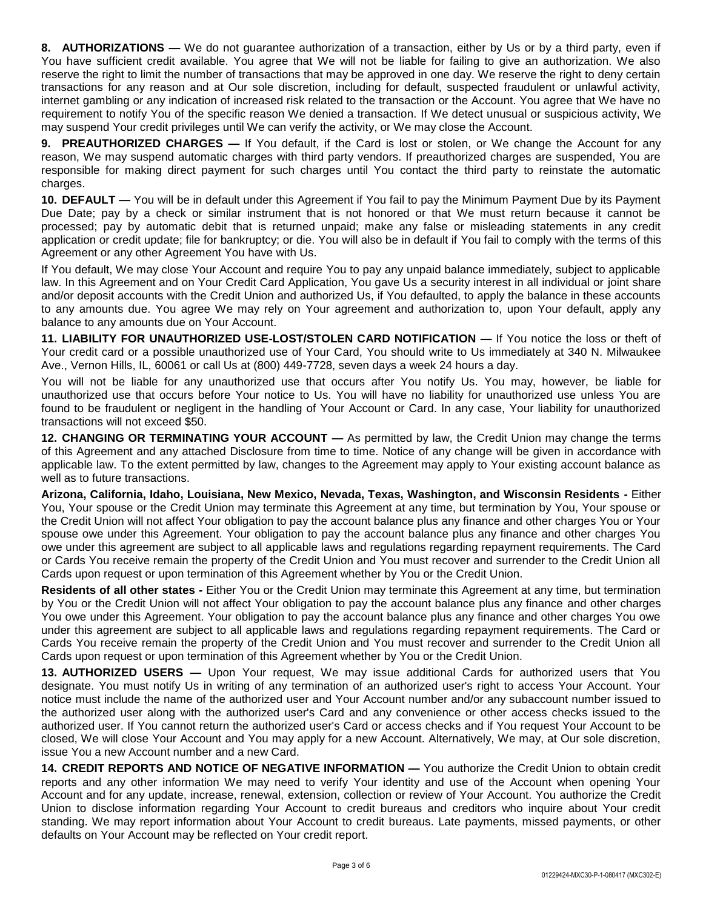**8. AUTHORIZATIONS —** We do not guarantee authorization of a transaction, either by Us or by a third party, even if You have sufficient credit available. You agree that We will not be liable for failing to give an authorization. We also reserve the right to limit the number of transactions that may be approved in one day. We reserve the right to deny certain transactions for any reason and at Our sole discretion, including for default, suspected fraudulent or unlawful activity, internet gambling or any indication of increased risk related to the transaction or the Account. You agree that We have no requirement to notify You of the specific reason We denied a transaction. If We detect unusual or suspicious activity, We may suspend Your credit privileges until We can verify the activity, or We may close the Account.

**9. PREAUTHORIZED CHARGES —** If You default, if the Card is lost or stolen, or We change the Account for any reason, We may suspend automatic charges with third party vendors. If preauthorized charges are suspended, You are responsible for making direct payment for such charges until You contact the third party to reinstate the automatic charges.

**10. DEFAULT —** You will be in default under this Agreement if You fail to pay the Minimum Payment Due by its Payment Due Date; pay by a check or similar instrument that is not honored or that We must return because it cannot be processed; pay by automatic debit that is returned unpaid; make any false or misleading statements in any credit application or credit update; file for bankruptcy; or die. You will also be in default if You fail to comply with the terms of this Agreement or any other Agreement You have with Us.

If You default, We may close Your Account and require You to pay any unpaid balance immediately, subject to applicable law. In this Agreement and on Your Credit Card Application, You gave Us a security interest in all individual or joint share and/or deposit accounts with the Credit Union and authorized Us, if You defaulted, to apply the balance in these accounts to any amounts due. You agree We may rely on Your agreement and authorization to, upon Your default, apply any balance to any amounts due on Your Account.

**11. LIABILITY FOR UNAUTHORIZED USE-LOST/STOLEN CARD NOTIFICATION —** If You notice the loss or theft of Your credit card or a possible unauthorized use of Your Card, You should write to Us immediately at 340 N. Milwaukee Ave., Vernon Hills, IL, 60061 or call Us at (800) 449-7728, seven days a week 24 hours a day.

You will not be liable for any unauthorized use that occurs after You notify Us. You may, however, be liable for unauthorized use that occurs before Your notice to Us. You will have no liability for unauthorized use unless You are found to be fraudulent or negligent in the handling of Your Account or Card. In any case, Your liability for unauthorized transactions will not exceed $50.

**12. CHANGING OR TERMINATING YOUR ACCOUNT —** As permitted by law, the Credit Union may change the terms of this Agreement and any attached Disclosure from time to time. Notice of any change will be given in accordance with applicable law. To the extent permitted by law, changes to the Agreement may apply to Your existing account balance as well as to future transactions.

**Arizona, California, Idaho, Louisiana, New Mexico, Nevada, Texas, Washington, and Wisconsin Residents -** Either You, Your spouse or the Credit Union may terminate this Agreement at any time, but termination by You, Your spouse or the Credit Union will not affect Your obligation to pay the account balance plus any finance and other charges You or Your spouse owe under this Agreement. Your obligation to pay the account balance plus any finance and other charges You owe under this agreement are subject to all applicable laws and regulations regarding repayment requirements. The Card or Cards You receive remain the property of the Credit Union and You must recover and surrender to the Credit Union all Cards upon request or upon termination of this Agreement whether by You or the Credit Union.

**Residents of all other states -** Either You or the Credit Union may terminate this Agreement at any time, but termination by You or the Credit Union will not affect Your obligation to pay the account balance plus any finance and other charges You owe under this Agreement. Your obligation to pay the account balance plus any finance and other charges You owe under this agreement are subject to all applicable laws and regulations regarding repayment requirements. The Card or Cards You receive remain the property of the Credit Union and You must recover and surrender to the Credit Union all Cards upon request or upon termination of this Agreement whether by You or the Credit Union.

**13. AUTHORIZED USERS —** Upon Your request, We may issue additional Cards for authorized users that You designate. You must notify Us in writing of any termination of an authorized user's right to access Your Account. Your notice must include the name of the authorized user and Your Account number and/or any subaccount number issued to the authorized user along with the authorized user's Card and any convenience or other access checks issued to the authorized user. If You cannot return the authorized user's Card or access checks and if You request Your Account to be closed, We will close Your Account and You may apply for a new Account. Alternatively, We may, at Our sole discretion, issue You a new Account number and a new Card.

**14. CREDIT REPORTS AND NOTICE OF NEGATIVE INFORMATION —** You authorize the Credit Union to obtain credit reports and any other information We may need to verify Your identity and use of the Account when opening Your Account and for any update, increase, renewal, extension, collection or review of Your Account. You authorize the Credit Union to disclose information regarding Your Account to credit bureaus and creditors who inquire about Your credit standing. We may report information about Your Account to credit bureaus. Late payments, missed payments, or other defaults on Your Account may be reflected on Your credit report.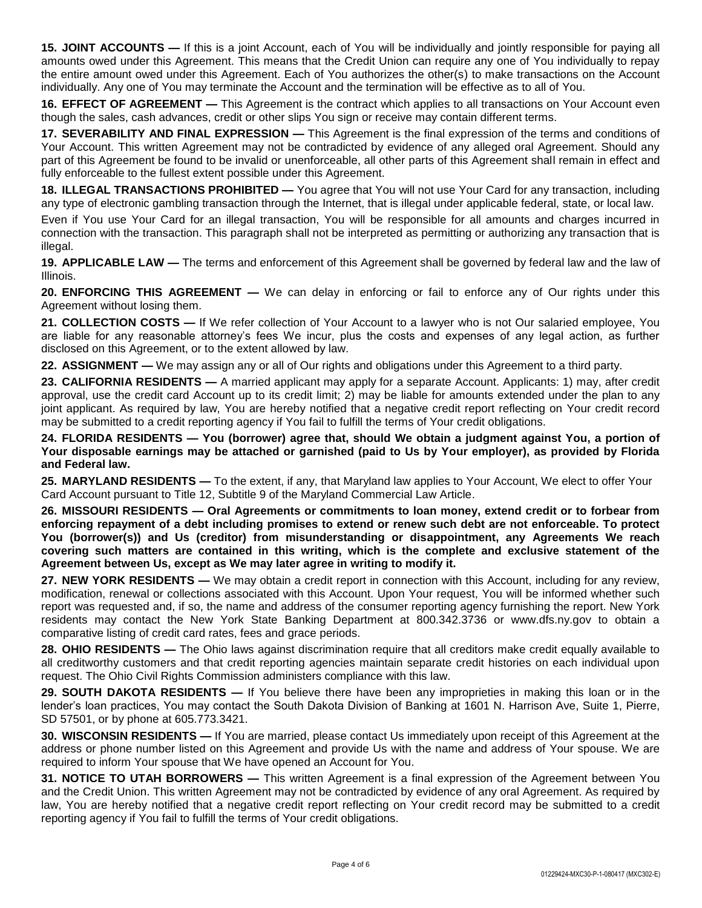**15. JOINT ACCOUNTS —** If this is a joint Account, each of You will be individually and jointly responsible for paying all amounts owed under this Agreement. This means that the Credit Union can require any one of You individually to repay the entire amount owed under this Agreement. Each of You authorizes the other(s) to make transactions on the Account individually. Any one of You may terminate the Account and the termination will be effective as to all of You.

**16. EFFECT OF AGREEMENT —** This Agreement is the contract which applies to all transactions on Your Account even though the sales, cash advances, credit or other slips You sign or receive may contain different terms.

**17. SEVERABILITY AND FINAL EXPRESSION —** This Agreement is the final expression of the terms and conditions of Your Account. This written Agreement may not be contradicted by evidence of any alleged oral Agreement. Should any part of this Agreement be found to be invalid or unenforceable, all other parts of this Agreement shall remain in effect and fully enforceable to the fullest extent possible under this Agreement.

**18. ILLEGAL TRANSACTIONS PROHIBITED —** You agree that You will not use Your Card for any transaction, including any type of electronic gambling transaction through the Internet, that is illegal under applicable federal, state, or local law.

Even if You use Your Card for an illegal transaction, You will be responsible for all amounts and charges incurred in connection with the transaction. This paragraph shall not be interpreted as permitting or authorizing any transaction that is illegal.

**19. APPLICABLE LAW —** The terms and enforcement of this Agreement shall be governed by federal law and the law of Illinois.

**20. ENFORCING THIS AGREEMENT —** We can delay in enforcing or fail to enforce any of Our rights under this Agreement without losing them.

**21. COLLECTION COSTS —** If We refer collection of Your Account to a lawyer who is not Our salaried employee, You are liable for any reasonable attorney's fees We incur, plus the costs and expenses of any legal action, as further disclosed on this Agreement, or to the extent allowed by law.

**22. ASSIGNMENT —** We may assign any or all of Our rights and obligations under this Agreement to a third party.

**23. CALIFORNIA RESIDENTS —** A married applicant may apply for a separate Account. Applicants: 1) may, after credit approval, use the credit card Account up to its credit limit; 2) may be liable for amounts extended under the plan to any joint applicant. As required by law, You are hereby notified that a negative credit report reflecting on Your credit record may be submitted to a credit reporting agency if You fail to fulfill the terms of Your credit obligations.

**24. FLORIDA RESIDENTS — You (borrower) agree that, should We obtain a judgment against You, a portion of Your disposable earnings may be attached or garnished (paid to Us by Your employer), as provided by Florida and Federal law.**

**25. MARYLAND RESIDENTS —** To the extent, if any, that Maryland law applies to Your Account, We elect to offer Your Card Account pursuant to Title 12, Subtitle 9 of the Maryland Commercial Law Article.

**26. MISSOURI RESIDENTS — Oral Agreements or commitments to loan money, extend credit or to forbear from enforcing repayment of a debt including promises to extend or renew such debt are not enforceable. To protect You (borrower(s)) and Us (creditor) from misunderstanding or disappointment, any Agreements We reach covering such matters are contained in this writing, which is the complete and exclusive statement of the Agreement between Us, except as We may later agree in writing to modify it.**

**27. NEW YORK RESIDENTS —** We may obtain a credit report in connection with this Account, including for any review, modification, renewal or collections associated with this Account. Upon Your request, You will be informed whether such report was requested and, if so, the name and address of the consumer reporting agency furnishing the report. New York residents may contact the New York State Banking Department at 800.342.3736 or www.dfs.ny.gov to obtain a comparative listing of credit card rates, fees and grace periods.

**28. OHIO RESIDENTS —** The Ohio laws against discrimination require that all creditors make credit equally available to all creditworthy customers and that credit reporting agencies maintain separate credit histories on each individual upon request. The Ohio Civil Rights Commission administers compliance with this law.

**29. SOUTH DAKOTA RESIDENTS —** If You believe there have been any improprieties in making this loan or in the lender's loan practices, You may contact the South Dakota Division of Banking at 1601 N. Harrison Ave, Suite 1, Pierre, SD 57501, or by phone at 605.773.3421.

**30. WISCONSIN RESIDENTS —** If You are married, please contact Us immediately upon receipt of this Agreement at the address or phone number listed on this Agreement and provide Us with the name and address of Your spouse. We are required to inform Your spouse that We have opened an Account for You.

**31. NOTICE TO UTAH BORROWERS —** This written Agreement is a final expression of the Agreement between You and the Credit Union. This written Agreement may not be contradicted by evidence of any oral Agreement. As required by law, You are hereby notified that a negative credit report reflecting on Your credit record may be submitted to a credit reporting agency if You fail to fulfill the terms of Your credit obligations.

01229424-MXC30-P-1-080417 (MXC302-E)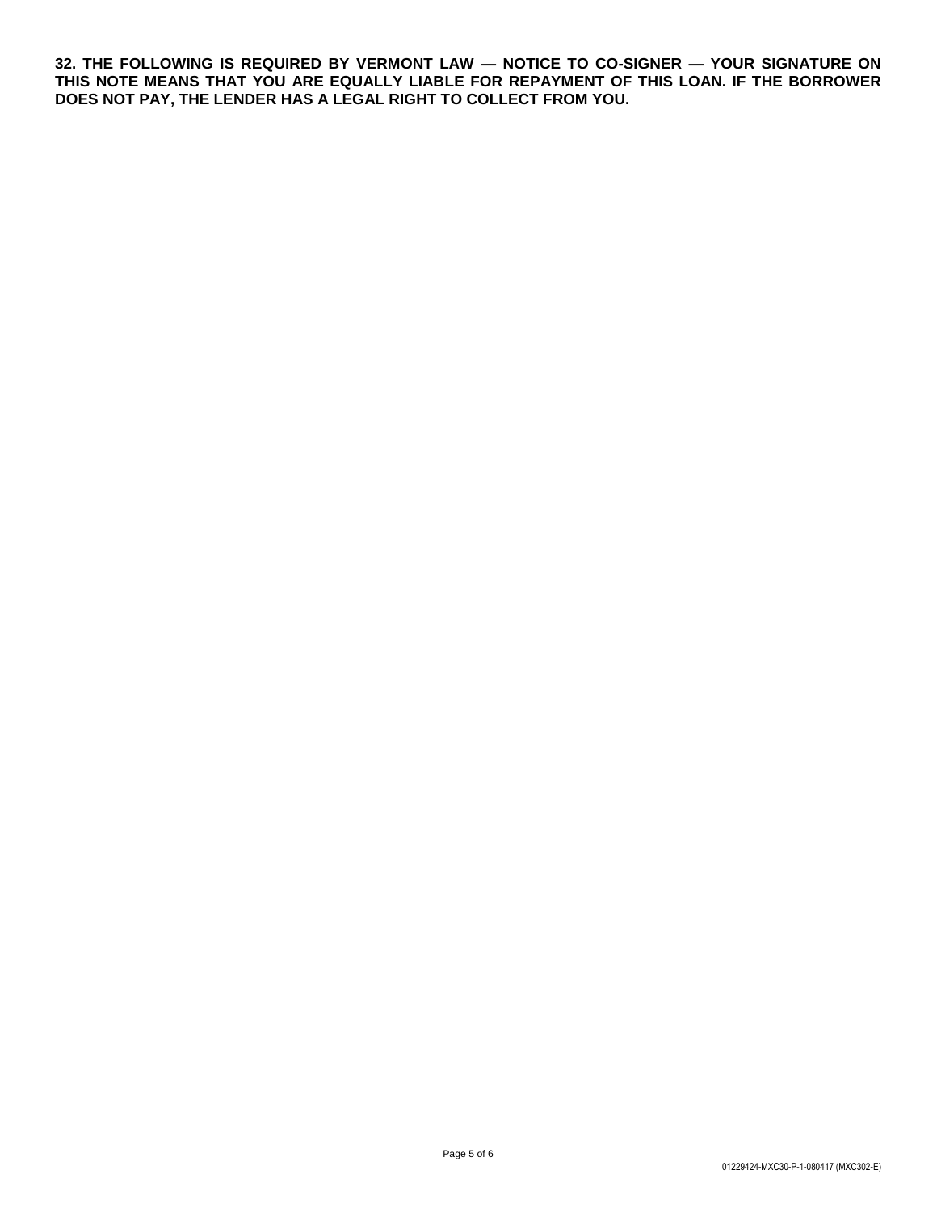**32. THE FOLLOWING IS REQUIRED BY VERMONT LAW — NOTICE TO CO-SIGNER — YOUR SIGNATURE ON THIS NOTE MEANS THAT YOU ARE EQUALLY LIABLE FOR REPAYMENT OF THIS LOAN. IF THE BORROWER DOES NOT PAY, THE LENDER HAS A LEGAL RIGHT TO COLLECT FROM YOU.**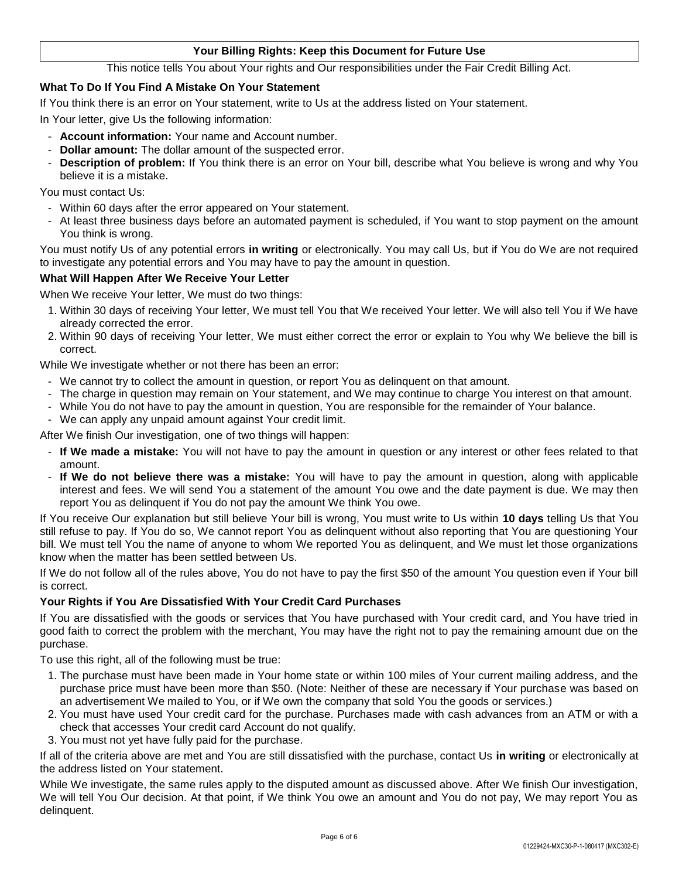## Your Billing Rights: Keep this Document for Future Use

This notice tells You about Your rights and Our responsibilities under the Fair Credit Billing Act.

### What To Do If You Find A Mistake On Your Statement

If You think there is an error on Your statement, write to Us at the address listed on Your statement.

In Your letter, give Us the following information:

- **Account information:** Your name and Account number.
- **Dollar amount:** The dollar amount of the suspected error.
- **Description of problem:** If You think there is an error on Your bill, describe what You believe is wrong and why You believe it is a mistake.

You must contact Us:

- Within 60 days after the error appeared on Your statement.
- At least three business days before an automated payment is scheduled, if You want to stop payment on the amount You think is wrong.

You must notify Us of any potential errors **in writing** or electronically. You may call Us, but if You do We are not required to investigate any potential errors and You may have to pay the amount in question.

### What Will Happen After We Receive Your Letter

When We receive Your letter, We must do two things:

1. Within 30 days of receiving Your letter, We must tell You that We received Your letter. We will also tell You if We have already corrected the error.
2. Within 90 days of receiving Your letter, We must either correct the error or explain to You why We believe the bill is correct.

While We investigate whether or not there has been an error:

- We cannot try to collect the amount in question, or report You as delinquent on that amount.
- The charge in question may remain on Your statement, and We may continue to charge You interest on that amount.
- While You do not have to pay the amount in question, You are responsible for the remainder of Your balance.
- We can apply any unpaid amount against Your credit limit.

After We finish Our investigation, one of two things will happen:

- **If We made a mistake:** You will not have to pay the amount in question or any interest or other fees related to that amount.
- **If We do not believe there was a mistake:** You will have to pay the amount in question, along with applicable interest and fees. We will send You a statement of the amount You owe and the date payment is due. We may then report You as delinquent if You do not pay the amount We think You owe.

If You receive Our explanation but still believe Your bill is wrong, You must write to Us within **10 days** telling Us that You still refuse to pay. If You do so, We cannot report You as delinquent without also reporting that You are questioning Your bill. We must tell You the name of anyone to whom We reported You as delinquent, and We must let those organizations know when the matter has been settled between Us.

If We do not follow all of the rules above, You do not have to pay the first $50 of the amount You question even if Your bill is correct.

### Your Rights if You Are Dissatisfied With Your Credit Card Purchases

If You are dissatisfied with the goods or services that You have purchased with Your credit card, and You have tried in good faith to correct the problem with the merchant, You may have the right not to pay the remaining amount due on the purchase.

To use this right, all of the following must be true:

1. The purchase must have been made in Your home state or within 100 miles of Your current mailing address, and the purchase price must have been more than $50. (Note: Neither of these are necessary if Your purchase was based on an advertisement We mailed to You, or if We own the company that sold You the goods or services.)
2. You must have used Your credit card for the purchase. Purchases made with cash advances from an ATM or with a check that accesses Your credit card Account do not qualify.
3. You must not yet have fully paid for the purchase.

If all of the criteria above are met and You are still dissatisfied with the purchase, contact Us **in writing** or electronically at the address listed on Your statement.

While We investigate, the same rules apply to the disputed amount as discussed above. After We finish Our investigation, We will tell You Our decision. At that point, if We think You owe an amount and You do not pay, We may report You as delinquent.

01229424-MXC30-P-1-080417 (MXC302-E)